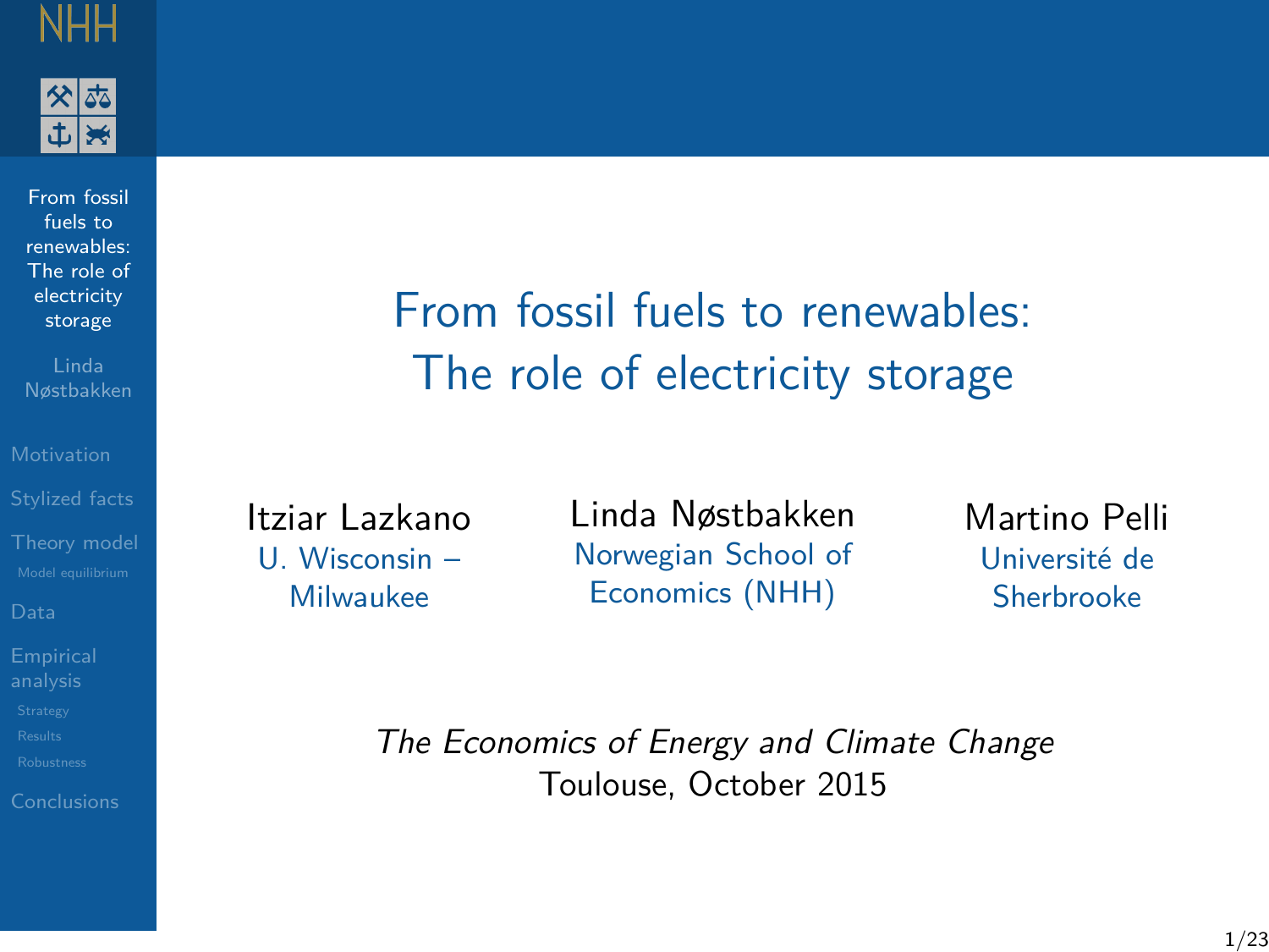# From fossil fuels to renewables: The role of electricity storage

Itziar Lazkano
U. Wisconsin – Milwaukee

Linda Nøstbakken
Norwegian School of Economics (NHH)

Martino Pelli
Université de Sherbrooke

*The Economics of Energy and Climate Change*
Toulouse, October 2015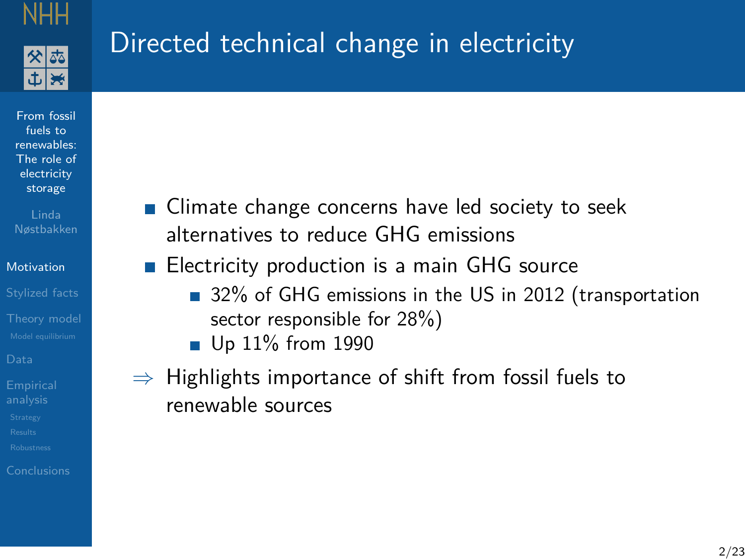# Directed technical change in electricity

- Climate change concerns have led society to seek alternatives to reduce GHG emissions
- Electricity production is a main GHG source
  - 32% of GHG emissions in the US in 2012 (transportation sector responsible for 28%)
  - Up 11% from 1990

$\Rightarrow$ Highlights importance of shift from fossil fuels to renewable sources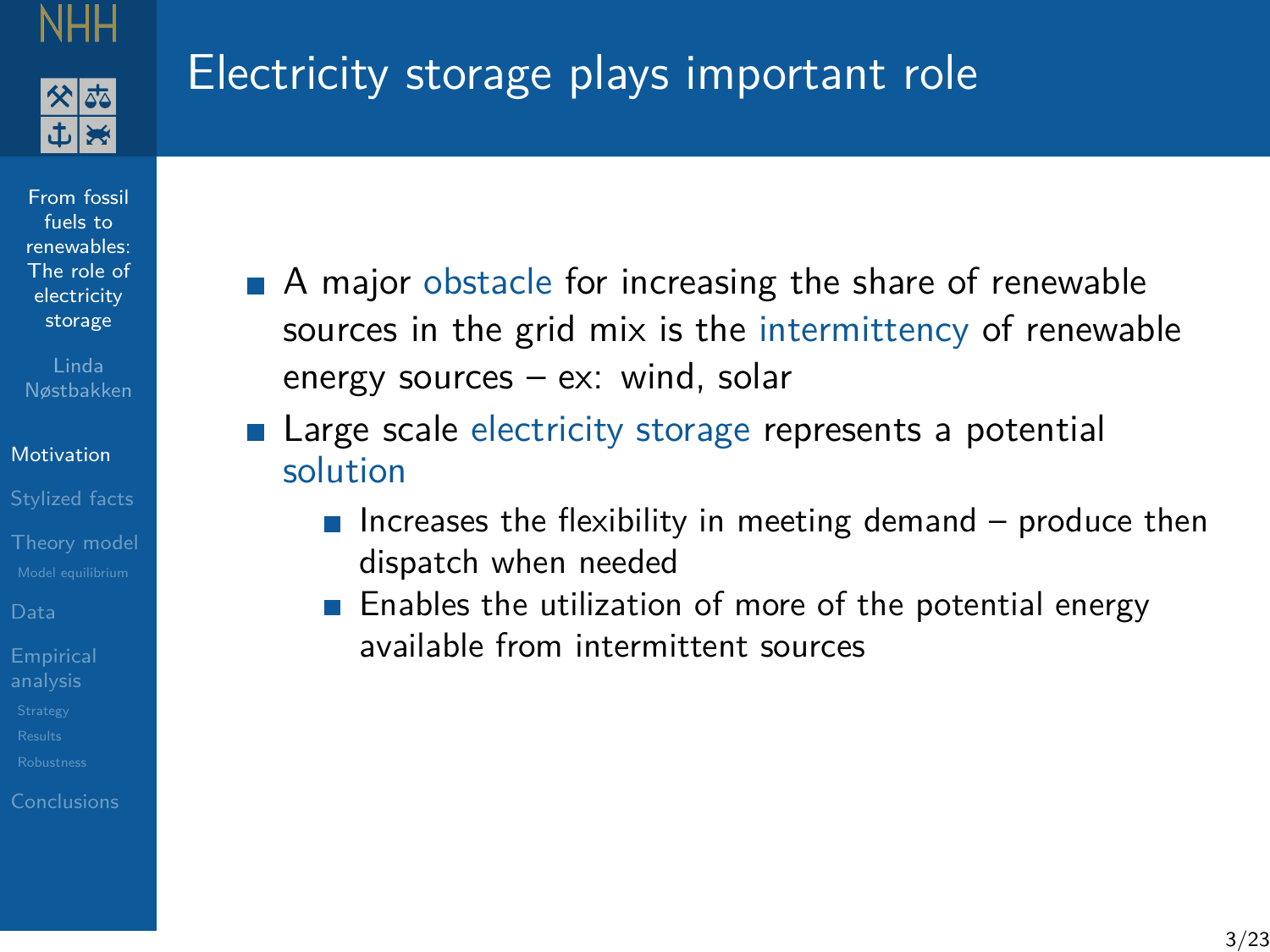# Electricity storage plays important role

- A major obstacle for increasing the share of renewable sources in the grid mix is the intermittency of renewable energy sources – ex: wind, solar
- Large scale electricity storage represents a potential solution
  - Increases the flexibility in meeting demand – produce then dispatch when needed
  - Enables the utilization of more of the potential energy available from intermittent sources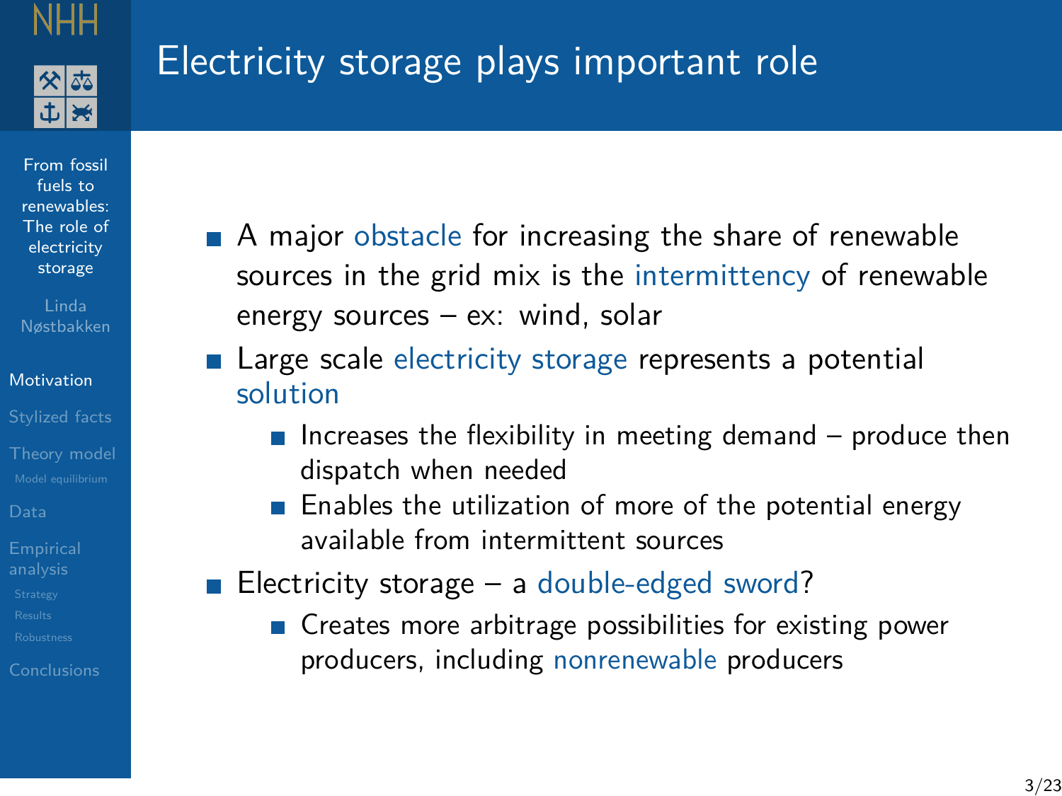# Electricity storage plays important role

- A major obstacle for increasing the share of renewable sources in the grid mix is the intermittency of renewable energy sources – ex: wind, solar
- Large scale electricity storage represents a potential solution
  - Increases the flexibility in meeting demand – produce then dispatch when needed
  - Enables the utilization of more of the potential energy available from intermittent sources
- Electricity storage – a double-edged sword?
  - Creates more arbitrage possibilities for existing power producers, including nonrenewable producers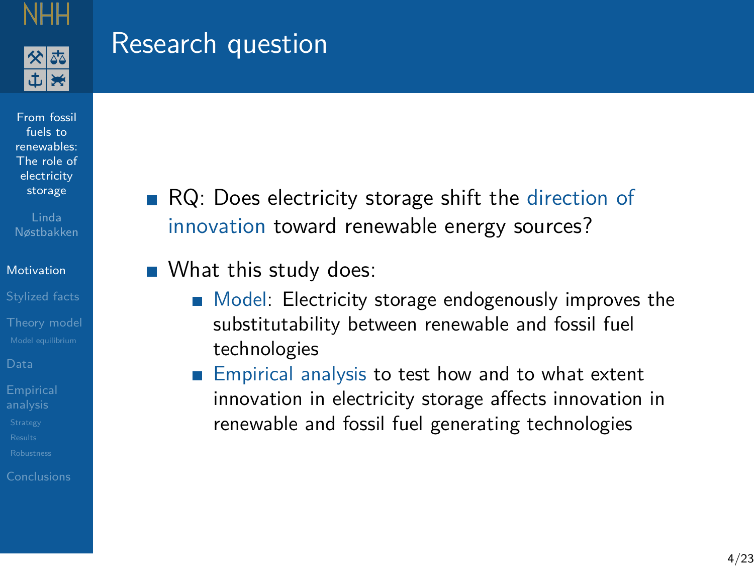# Research question

- RQ: Does electricity storage shift the direction of innovation toward renewable energy sources?
- What this study does:
  - Model: Electricity storage endogenously improves the substitutability between renewable and fossil fuel technologies
  - Empirical analysis to test how and to what extent innovation in electricity storage affects innovation in renewable and fossil fuel generating technologies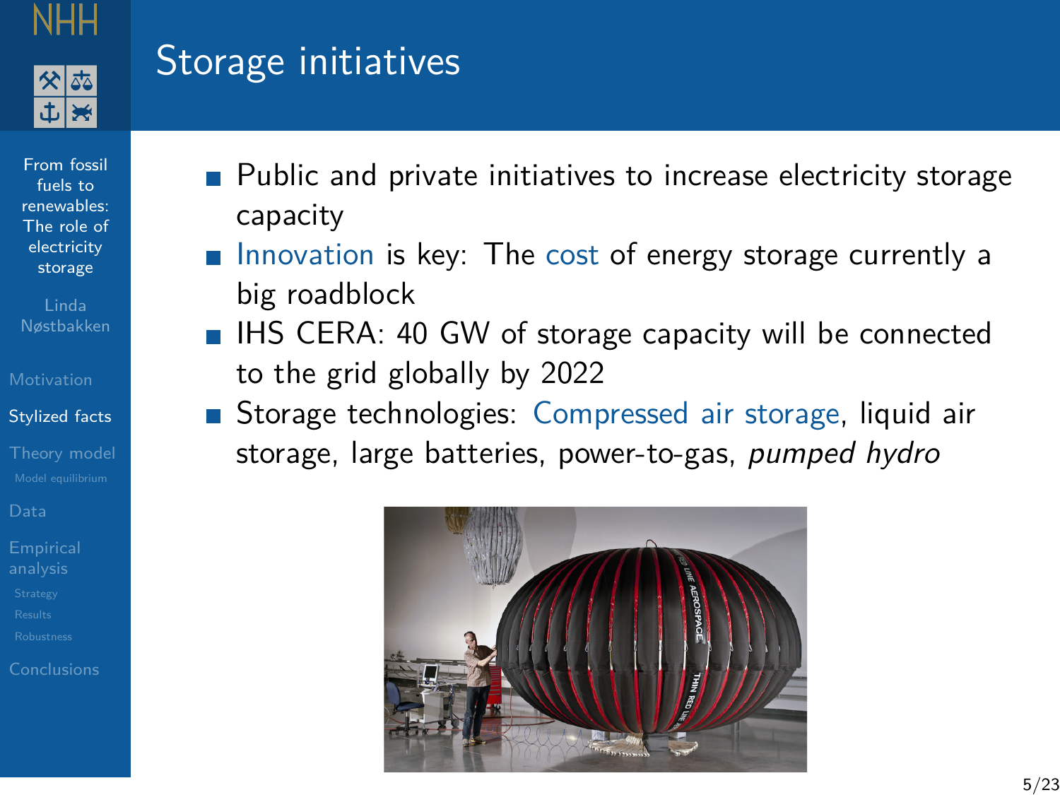# Storage initiatives

- Public and private initiatives to increase electricity storage capacity
- Innovation is key: The cost of energy storage currently a big roadblock
- IHS CERA: 40 GW of storage capacity will be connected to the grid globally by 2022
- Storage technologies: Compressed air storage, liquid air storage, large batteries, power-to-gas, *pumped hydro*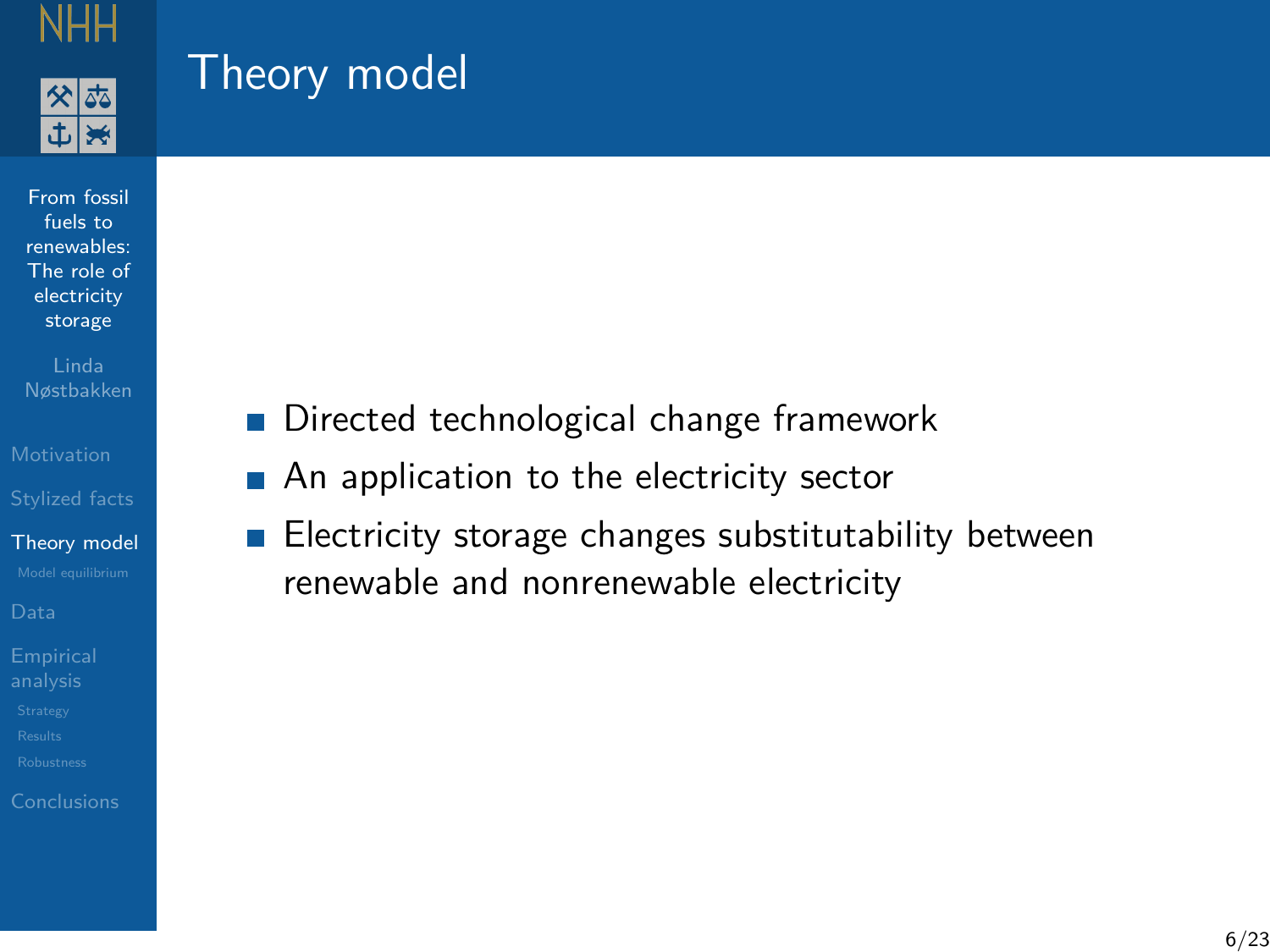# Theory model

- Directed technological change framework
- An application to the electricity sector
- Electricity storage changes substitutability between renewable and nonrenewable electricity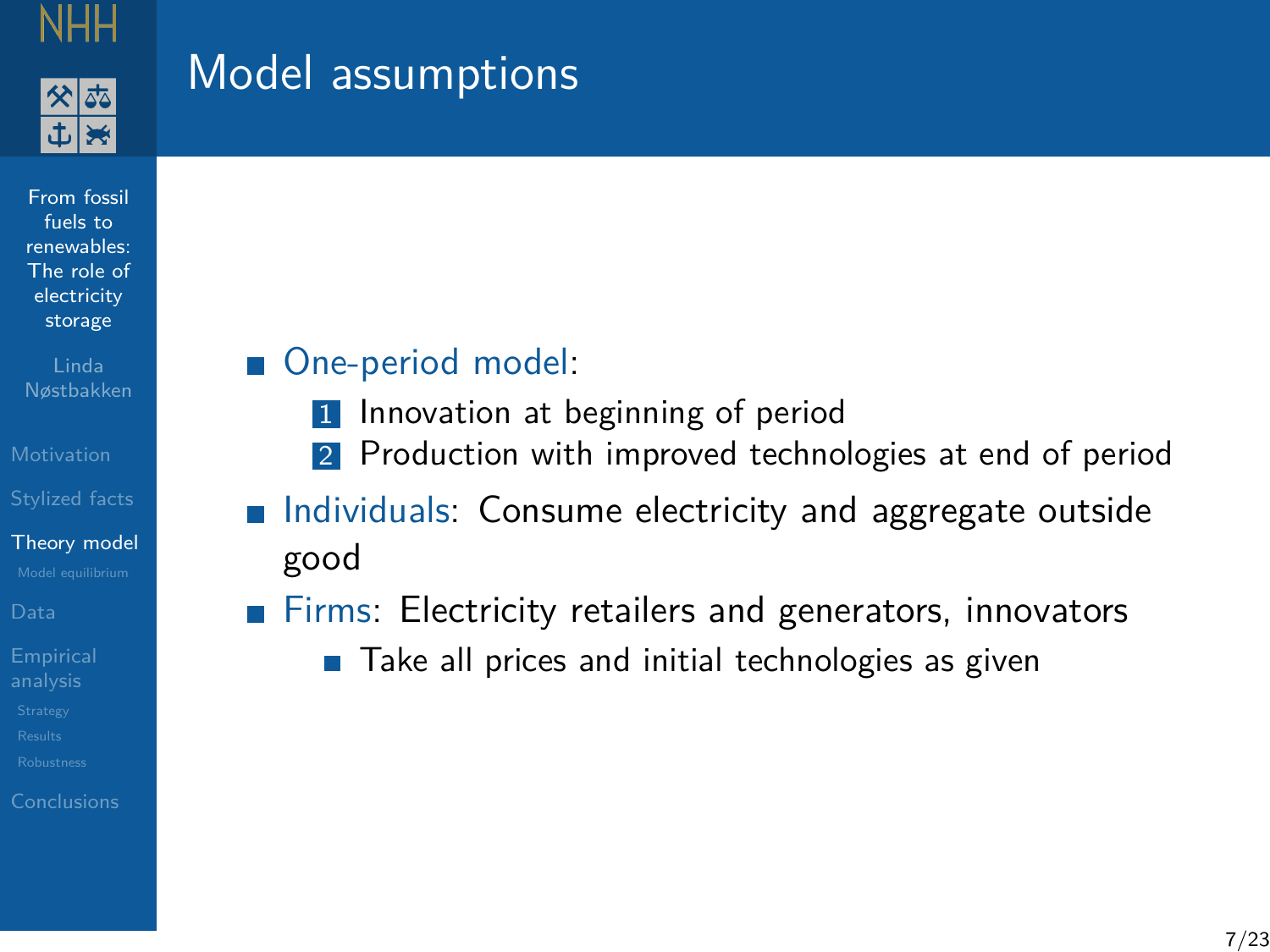# Model assumptions

- One-period model:
  1. Innovation at beginning of period
  2. Production with improved technologies at end of period
- Individuals: Consume electricity and aggregate outside good
- Firms: Electricity retailers and generators, innovators
  - Take all prices and initial technologies as given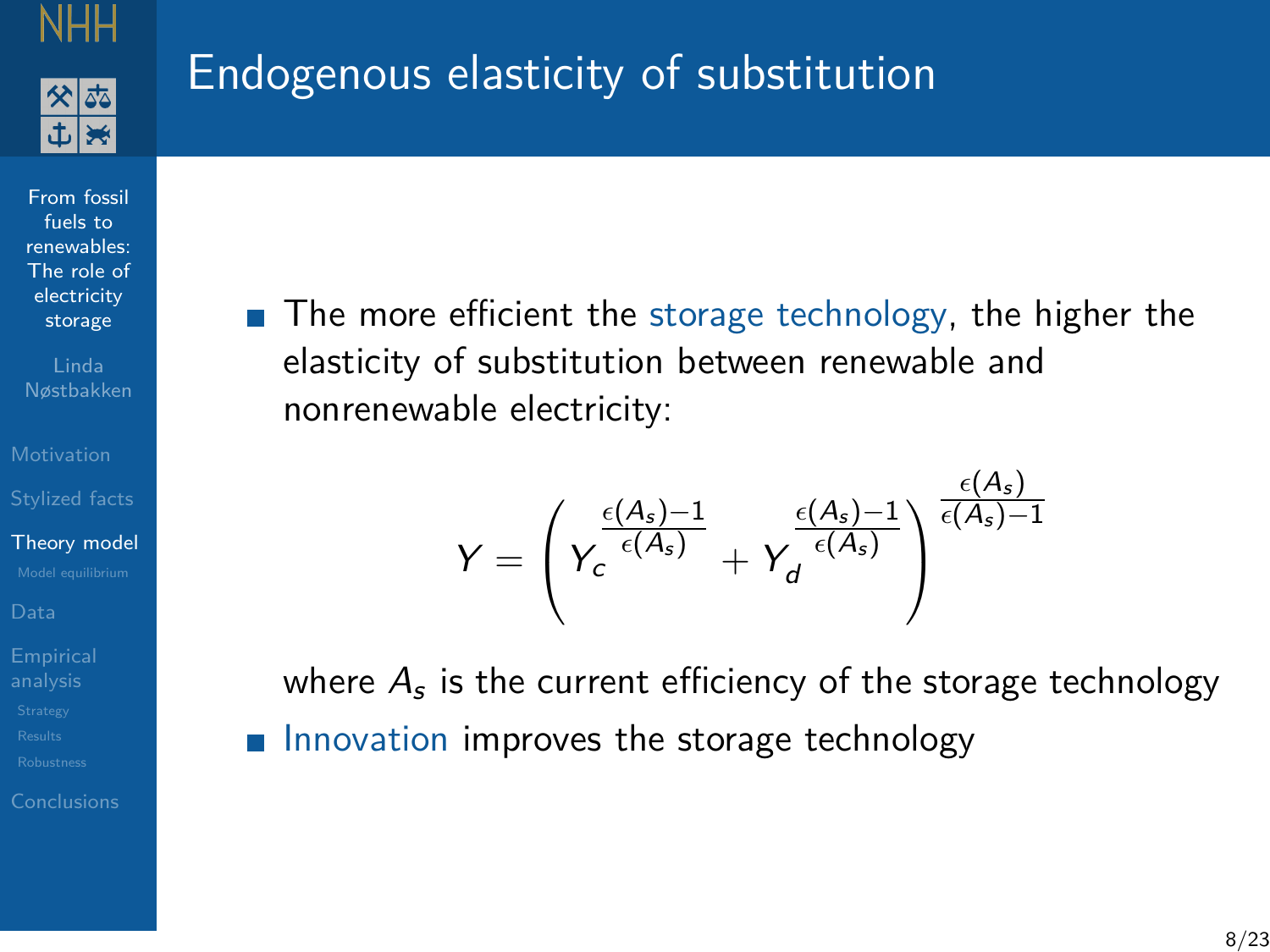# Endogenous elasticity of substitution

- The more efficient the storage technology, the higher the elasticity of substitution between renewable and nonrenewable electricity:

$$Y = \left( Y_c^{\frac{\epsilon(A_s)-1}{\epsilon(A_s)}} + Y_d^{\frac{\epsilon(A_s)-1}{\epsilon(A_s)}} \right)^{\frac{\epsilon(A_s)}{\epsilon(A_s)-1}}$$

  where $A_s$ is the current efficiency of the storage technology

- Innovation improves the storage technology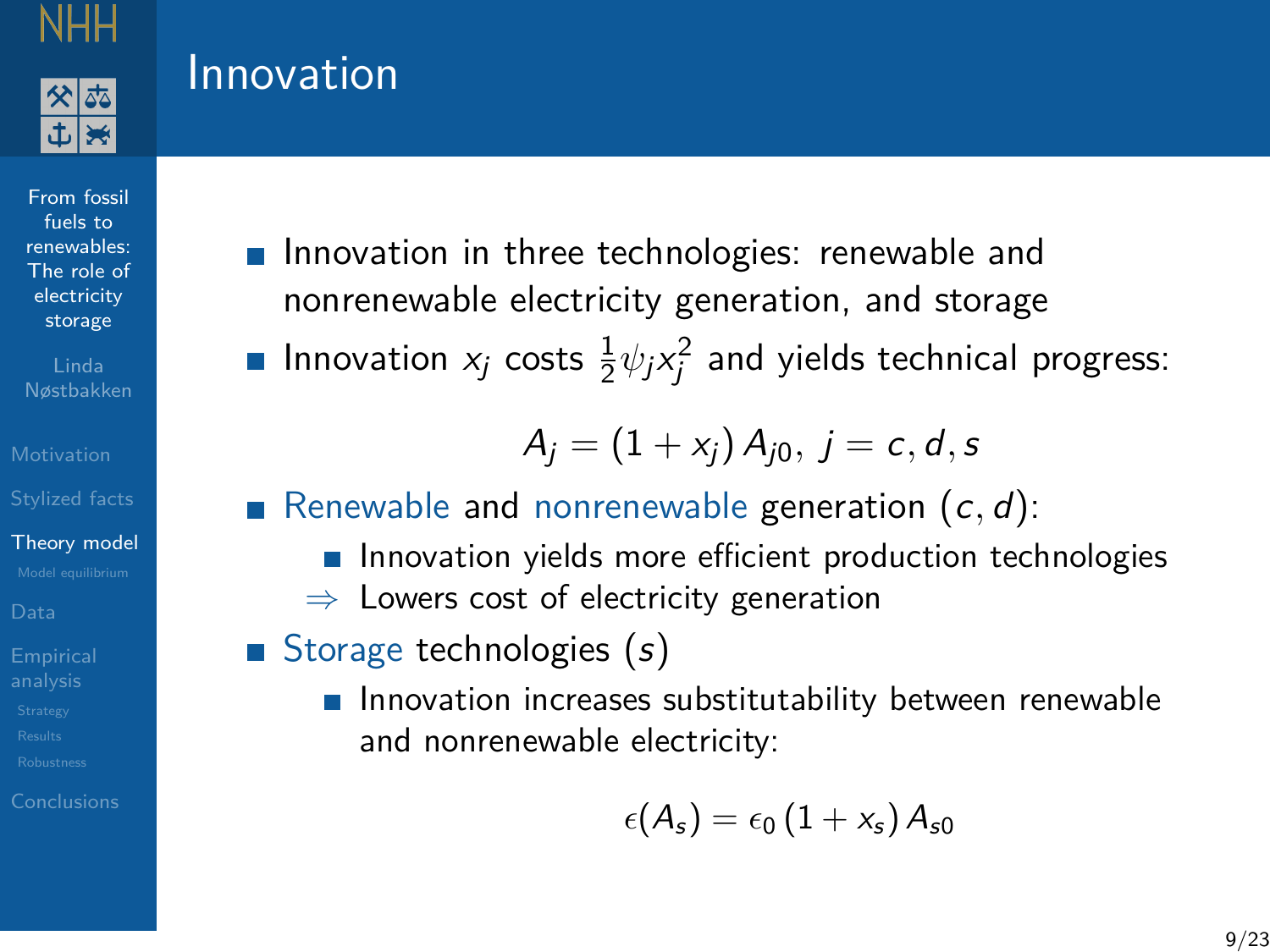# Innovation

- Innovation in three technologies: renewable and nonrenewable electricity generation, and storage
- Innovation $x_j$ costs $\frac{1}{2}\psi_j x_j^2$ and yields technical progress:

$$A_j = (1 + x_j)\, A_{j0},\ j = c, d, s$$

- Renewable and nonrenewable generation $(c, d)$:
  - Innovation yields more efficient production technologies
  
  $\Rightarrow$ Lowers cost of electricity generation
- Storage technologies $(s)$
  - Innovation increases substitutability between renewable and nonrenewable electricity:

$$\epsilon(A_s) = \epsilon_0\, (1 + x_s)\, A_{s0}$$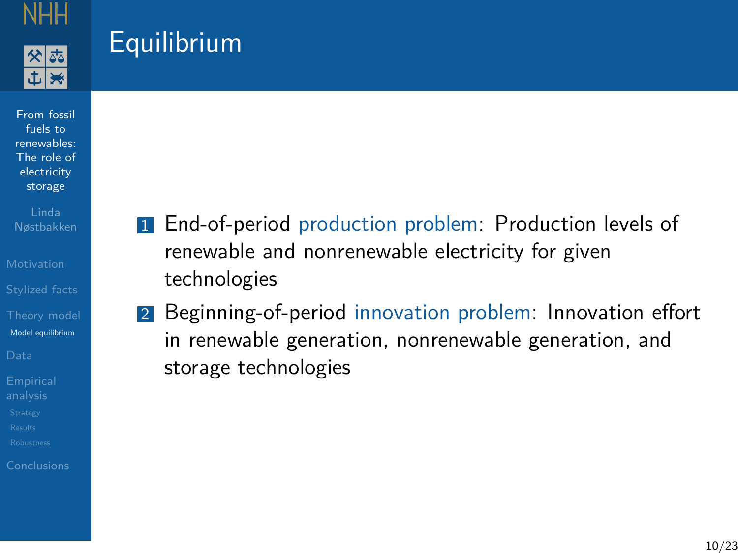# Equilibrium

1. End-of-period production problem: Production levels of renewable and nonrenewable electricity for given technologies
2. Beginning-of-period innovation problem: Innovation effort in renewable generation, nonrenewable generation, and storage technologies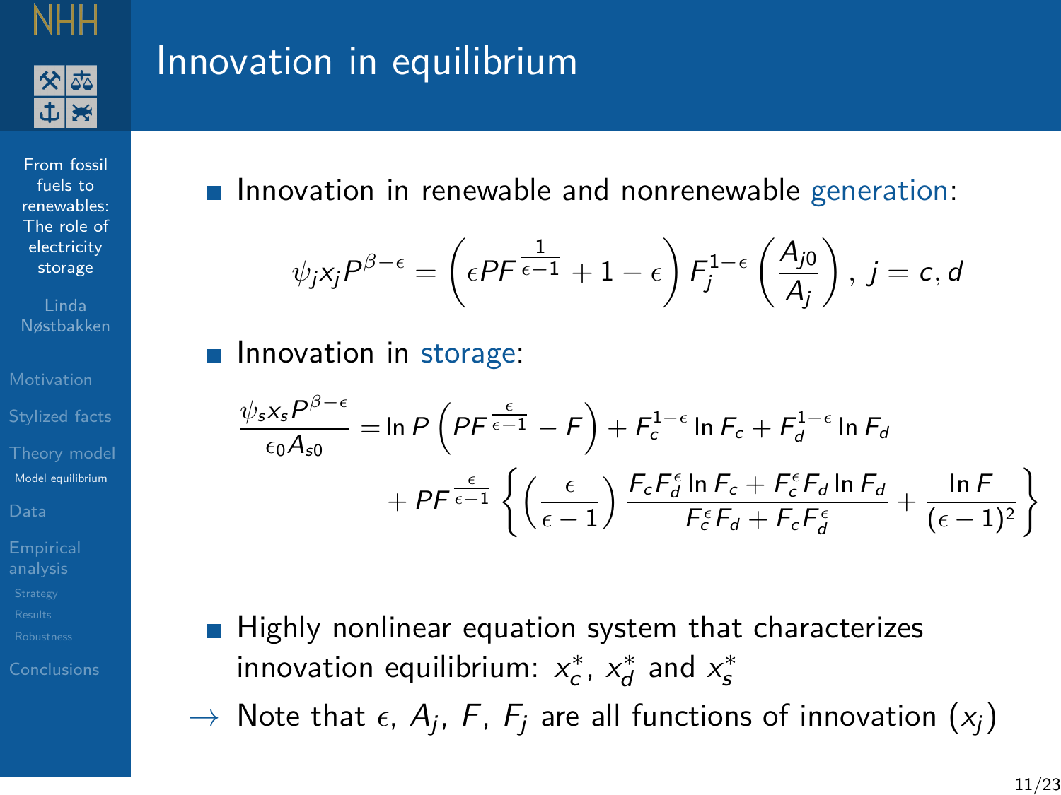# Innovation in equilibrium

- Innovation in renewable and nonrenewable generation:

$$\psi_j x_j P^{\beta-\epsilon} = \left( \epsilon P F^{\frac{1}{\epsilon-1}} + 1 - \epsilon \right) F_j^{1-\epsilon} \left( \frac{A_{j0}}{A_j} \right), \; j = c, d$$

- Innovation in storage:

$$\frac{\psi_s x_s P^{\beta-\epsilon}}{\epsilon_0 A_{s0}} = \ln P \left( P F^{\frac{\epsilon}{\epsilon-1}} - F \right) + F_c^{1-\epsilon} \ln F_c + F_d^{1-\epsilon} \ln F_d$$
$$+ P F^{\frac{\epsilon}{\epsilon-1}} \left\{ \left( \frac{\epsilon}{\epsilon - 1} \right) \frac{F_c F_d^{\epsilon} \ln F_c + F_c^{\epsilon} F_d \ln F_d}{F_c^{\epsilon} F_d + F_c F_d^{\epsilon}} + \frac{\ln F}{(\epsilon - 1)^2} \right\}$$

- Highly nonlinear equation system that characterizes innovation equilibrium: $x_c^*$, $x_d^*$ and $x_s^*$

→ Note that $\epsilon$, $A_j$, $F$, $F_j$ are all functions of innovation ($x_j$)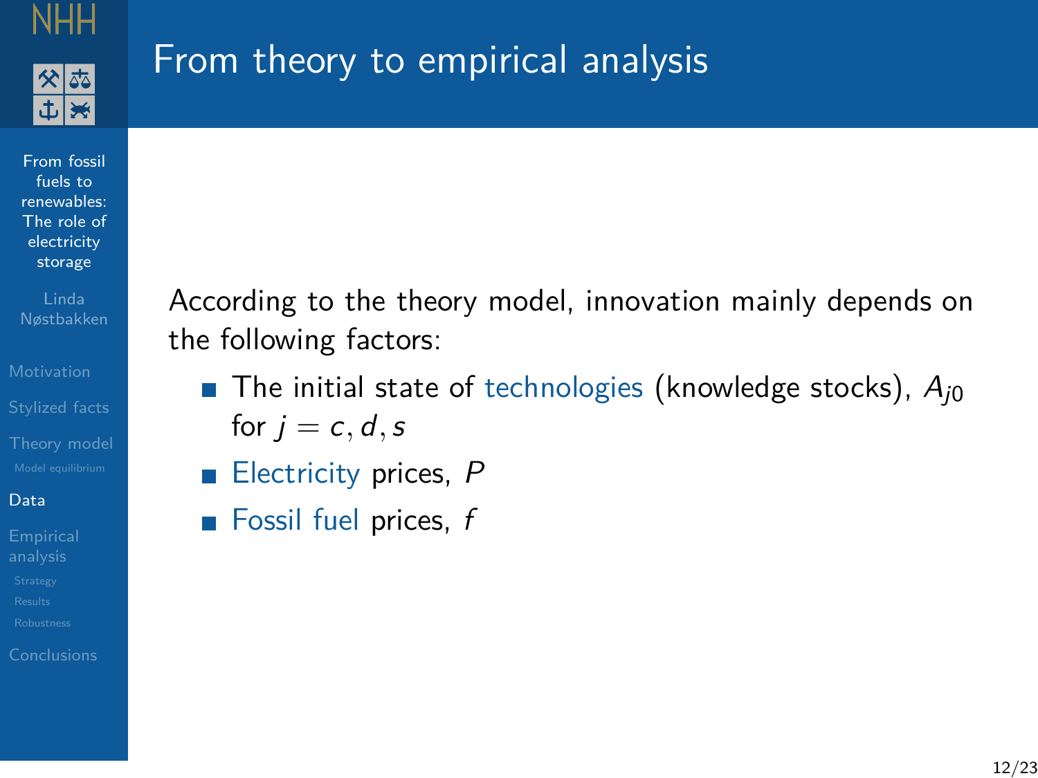# From theory to empirical analysis

According to the theory model, innovation mainly depends on the following factors:

- The initial state of technologies (knowledge stocks), $A_{j0}$ for $j = c, d, s$
- Electricity prices, $P$
- Fossil fuel prices, $f$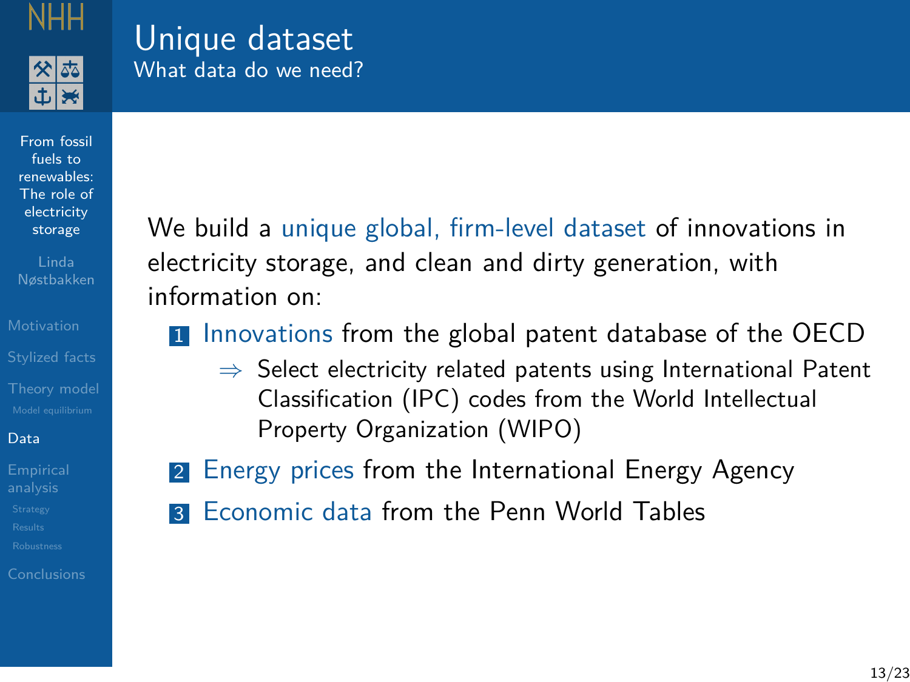## Unique dataset

### What data do we need?

We build a unique global, firm-level dataset of innovations in electricity storage, and clean and dirty generation, with information on:

1. Innovations from the global patent database of the OECD
   - ⇒ Select electricity related patents using International Patent Classification (IPC) codes from the World Intellectual Property Organization (WIPO)
2. Energy prices from the International Energy Agency
3. Economic data from the Penn World Tables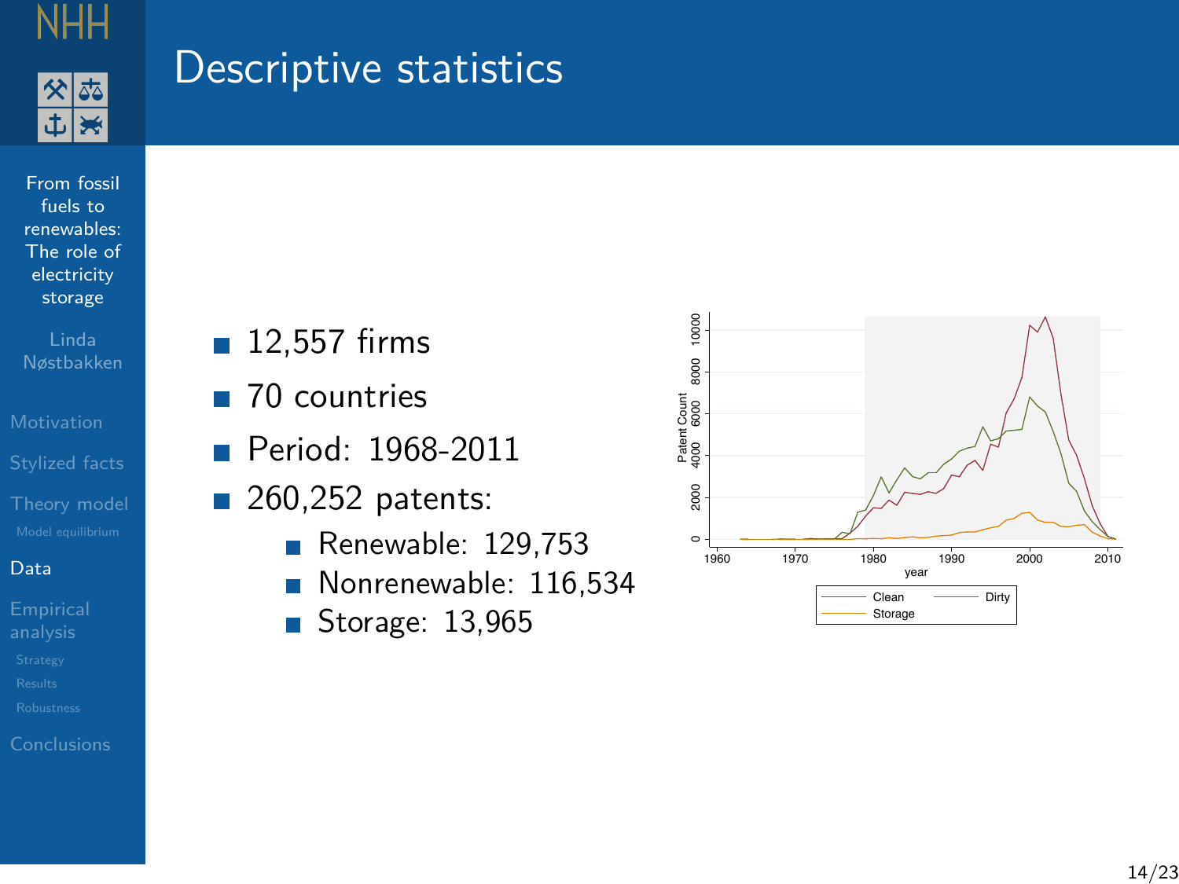# Descriptive statistics

- 12,557 firms
- 70 countries
- Period: 1968-2011
- 260,252 patents:
  - Renewable: 129,753
  - Nonrenewable: 116,534
  - Storage: 13,965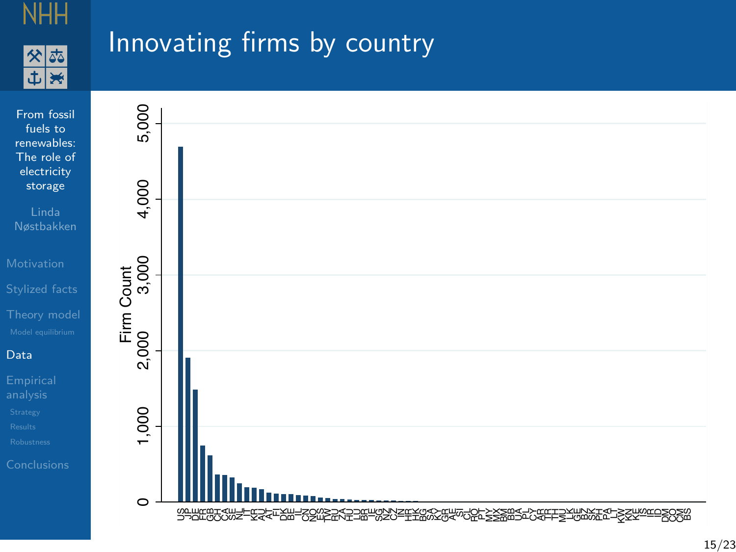# Innovating firms by country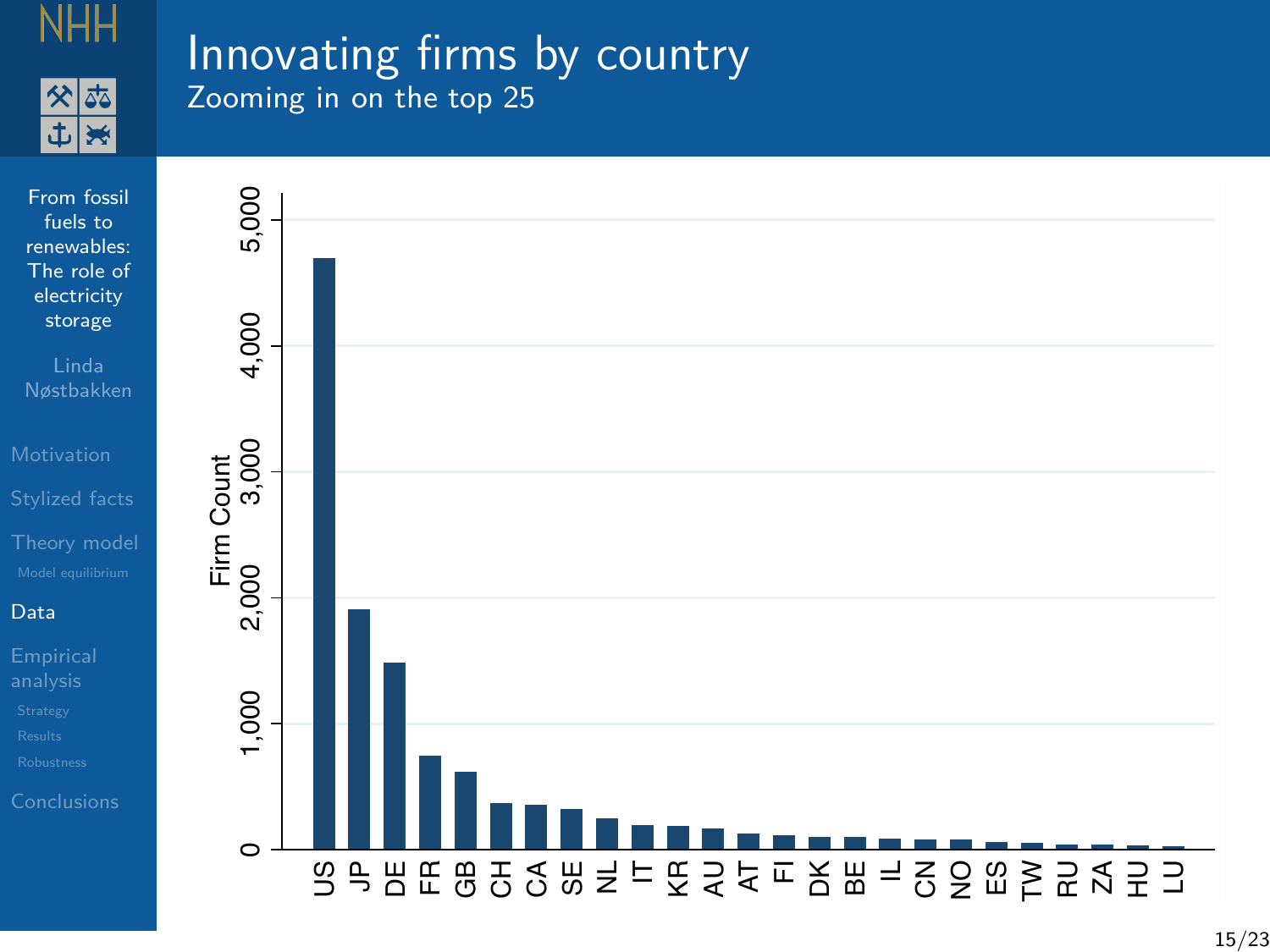# Innovating firms by country

## Zooming in on the top 25

Firm Count

5,000
4,000
3,000
2,000
1,000
0

US JP DE FR GB CH CA SE NL IT KR AU AT FI DK BE IL CN NO ES TW RU ZA HU LU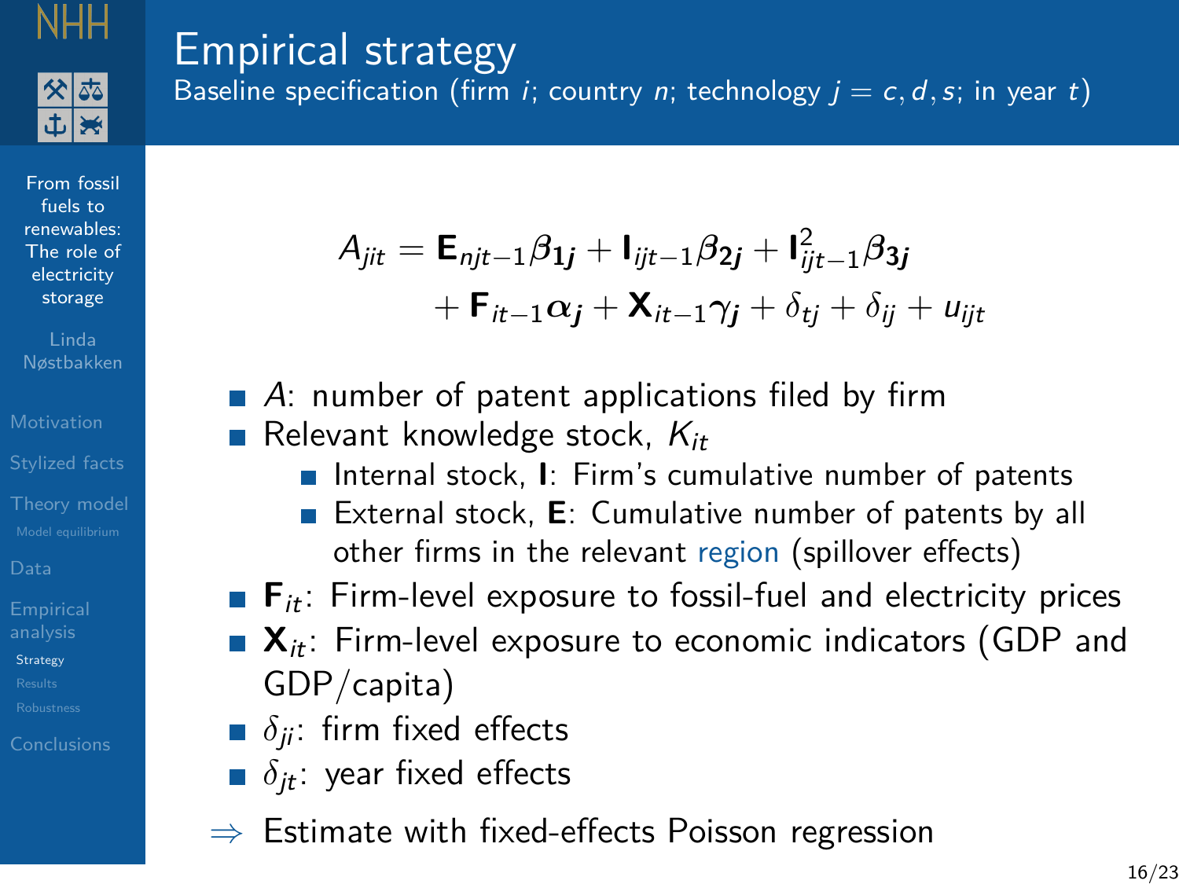# Empirical strategy

Baseline specification (firm $i$; country $n$; technology $j = c, d, s$; in year $t$)

$$
\begin{aligned}
A_{jit} = \mathbf{E}_{njt-1}\boldsymbol{\beta_{1j}} + \mathbf{I}_{ijt-1}\boldsymbol{\beta_{2j}} + \mathbf{I}^2_{ijt-1}\boldsymbol{\beta_{3j}} \\
+ \mathbf{F}_{it-1}\boldsymbol{\alpha_j} + \mathbf{X}_{it-1}\boldsymbol{\gamma_j} + \delta_{tj} + \delta_{ij} + u_{ijt}
\end{aligned}
$$

- $A$: number of patent applications filed by firm
- Relevant knowledge stock, $K_{it}$
  - Internal stock, $\mathbf{I}$: Firm's cumulative number of patents
  - External stock, $\mathbf{E}$: Cumulative number of patents by all other firms in the relevant region (spillover effects)
- $\mathbf{F}_{it}$: Firm-level exposure to fossil-fuel and electricity prices
- $\mathbf{X}_{it}$: Firm-level exposure to economic indicators (GDP and GDP/capita)
- $\delta_{ji}$: firm fixed effects
- $\delta_{jt}$: year fixed effects

$\Rightarrow$ Estimate with fixed-effects Poisson regression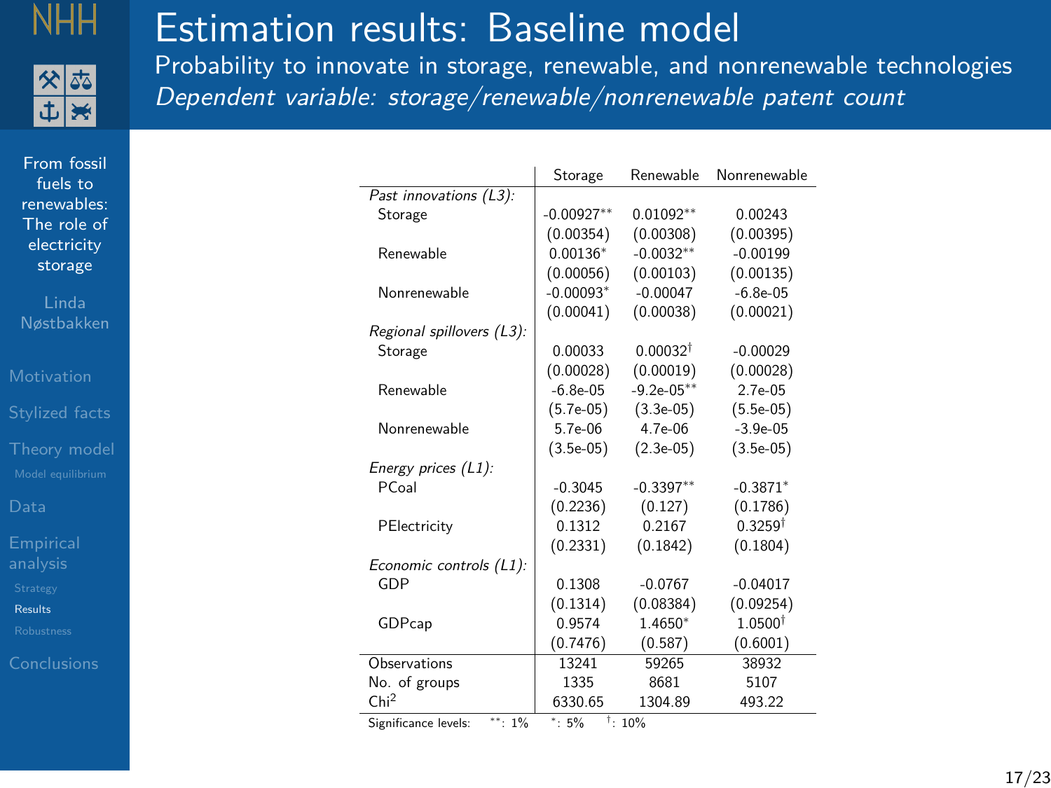# Estimation results: Baseline model

Probability to innovate in storage, renewable, and nonrenewable technologies

*Dependent variable: storage/renewable/nonrenewable patent count*

| | Storage | Renewable | Nonrenewable |
|---|---|---|---|
| *Past innovations (L3):* | | | |
| Storage | -0.00927** | 0.01092** | 0.00243 |
| | (0.00354) | (0.00308) | (0.00395) |
| Renewable | 0.00136* | -0.0032** | -0.00199 |
| | (0.00056) | (0.00103) | (0.00135) |
| Nonrenewable | -0.00093* | -0.00047 | -6.8e-05 |
| | (0.00041) | (0.00038) | (0.00021) |
| *Regional spillovers (L3):* | | | |
| Storage | 0.00033 | 0.00032† | -0.00029 |
| | (0.00028) | (0.00019) | (0.00028) |
| Renewable | -6.8e-05 | -9.2e-05** | 2.7e-05 |
| | (5.7e-05) | (3.3e-05) | (5.5e-05) |
| Nonrenewable | 5.7e-06 | 4.7e-06 | -3.9e-05 |
| | (3.5e-05) | (2.3e-05) | (3.5e-05) |
| *Energy prices (L1):* | | | |
| PCoal | -0.3045 | -0.3397** | -0.3871* |
| | (0.2236) | (0.127) | (0.1786) |
| PElectricity | 0.1312 | 0.2167 | 0.3259† |
| | (0.2331) | (0.1842) | (0.1804) |
| *Economic controls (L1):* | | | |
| GDP | 0.1308 | -0.0767 | -0.04017 |
| | (0.1314) | (0.08384) | (0.09254) |
| GDPcap | 0.9574 | 1.4650* | 1.0500† |
| | (0.7476) | (0.587) | (0.6001) |
| Observations | 13241 | 59265 | 38932 |
| No. of groups | 1335 | 8681 | 5107 |
| $Chi^2$ | 6330.65 | 1304.89 | 493.22 |

Significance levels: **: 1% *: 5% †: 10%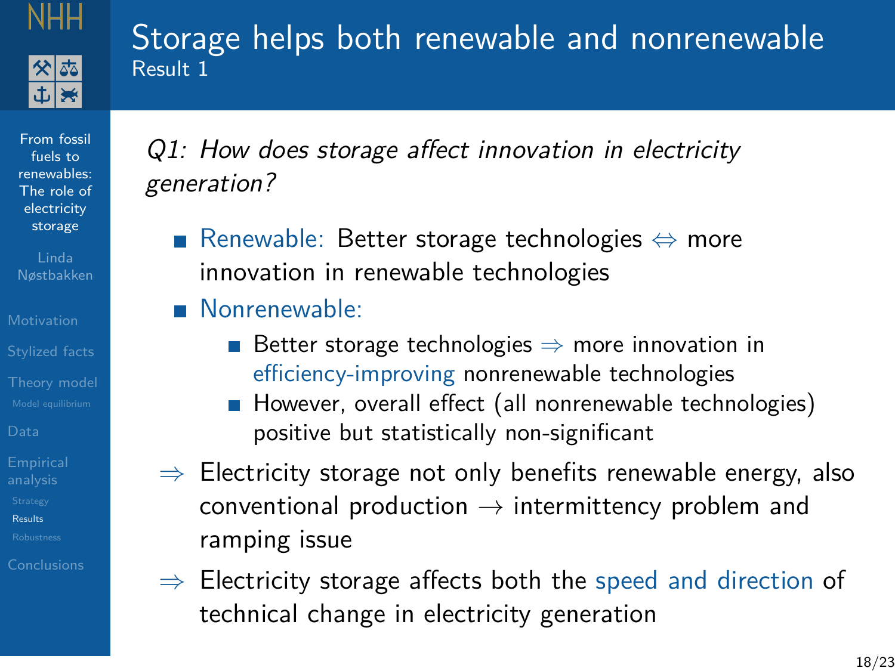# Storage helps both renewable and nonrenewable

## Result 1

*Q1: How does storage affect innovation in electricity generation?*

- Renewable: Better storage technologies $\Leftrightarrow$ more innovation in renewable technologies
- Nonrenewable:
  - Better storage technologies $\Rightarrow$ more innovation in efficiency-improving nonrenewable technologies
  - However, overall effect (all nonrenewable technologies) positive but statistically non-significant

$\Rightarrow$ Electricity storage not only benefits renewable energy, also conventional production $\rightarrow$ intermittency problem and ramping issue

$\Rightarrow$ Electricity storage affects both the speed and direction of technical change in electricity generation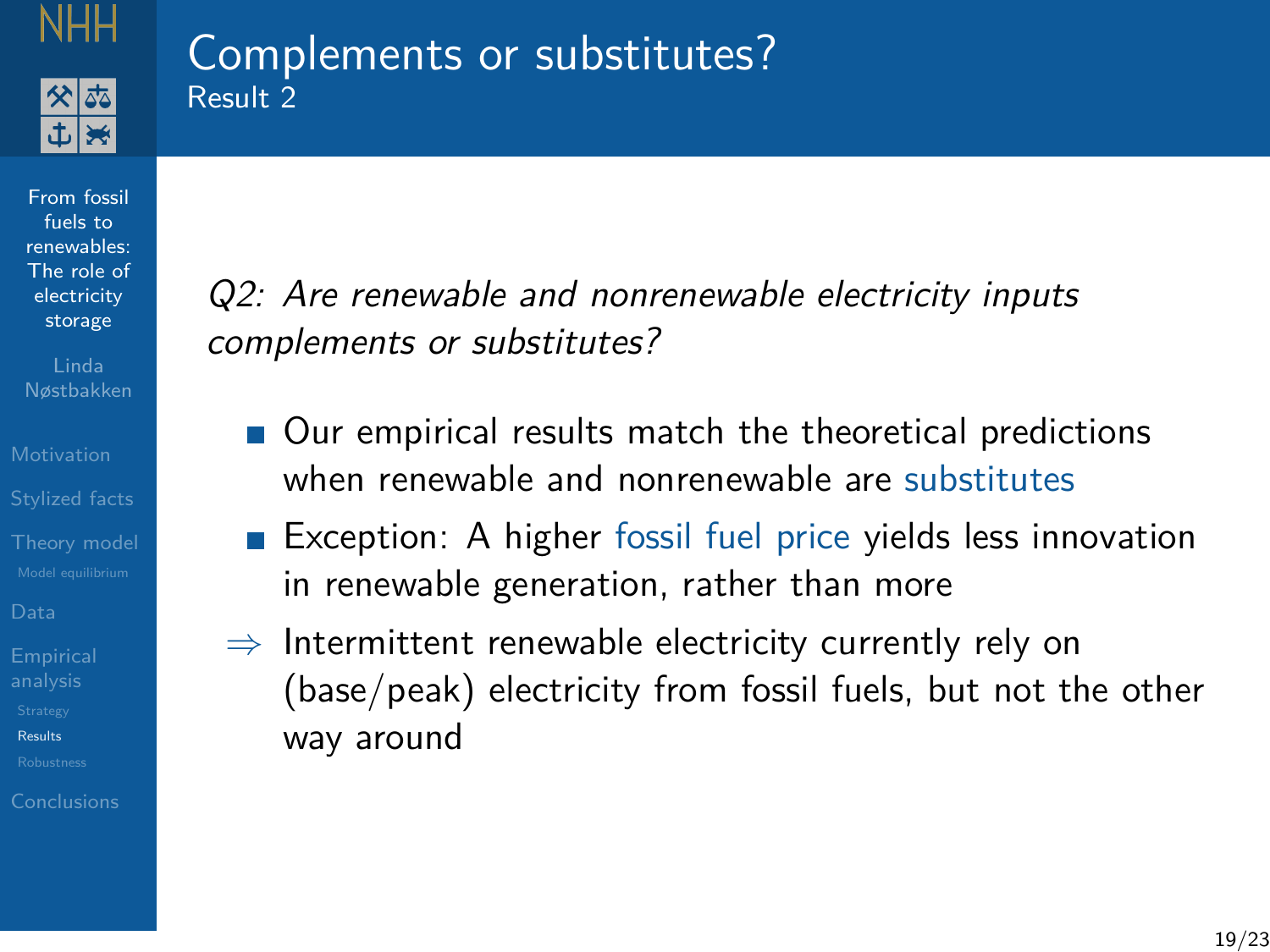# Complements or substitutes?

## Result 2

*Q2: Are renewable and nonrenewable electricity inputs complements or substitutes?*

- Our empirical results match the theoretical predictions when renewable and nonrenewable are substitutes
- Exception: A higher fossil fuel price yields less innovation in renewable generation, rather than more

⇒ Intermittent renewable electricity currently rely on (base/peak) electricity from fossil fuels, but not the other way around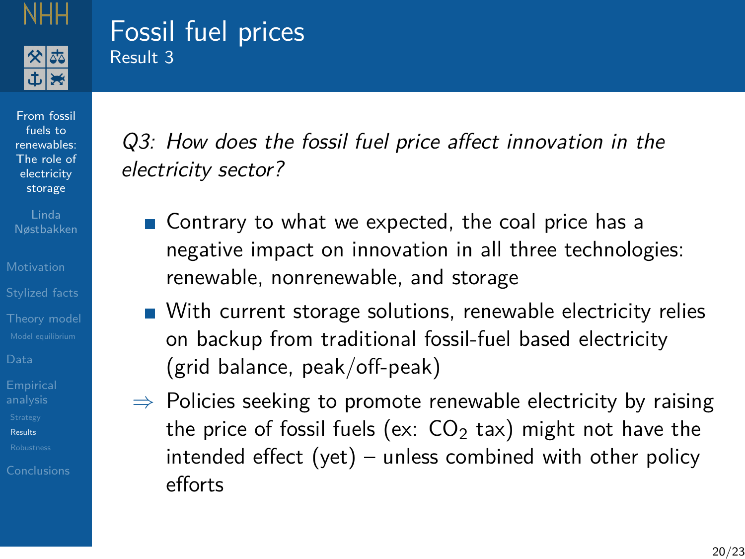# Fossil fuel prices

## Result 3

*Q3: How does the fossil fuel price affect innovation in the electricity sector?*

- Contrary to what we expected, the coal price has a negative impact on innovation in all three technologies: renewable, nonrenewable, and storage
- With current storage solutions, renewable electricity relies on backup from traditional fossil-fuel based electricity (grid balance, peak/off-peak)

⇒ Policies seeking to promote renewable electricity by raising the price of fossil fuels (ex: $CO_2$ tax) might not have the intended effect (yet) – unless combined with other policy efforts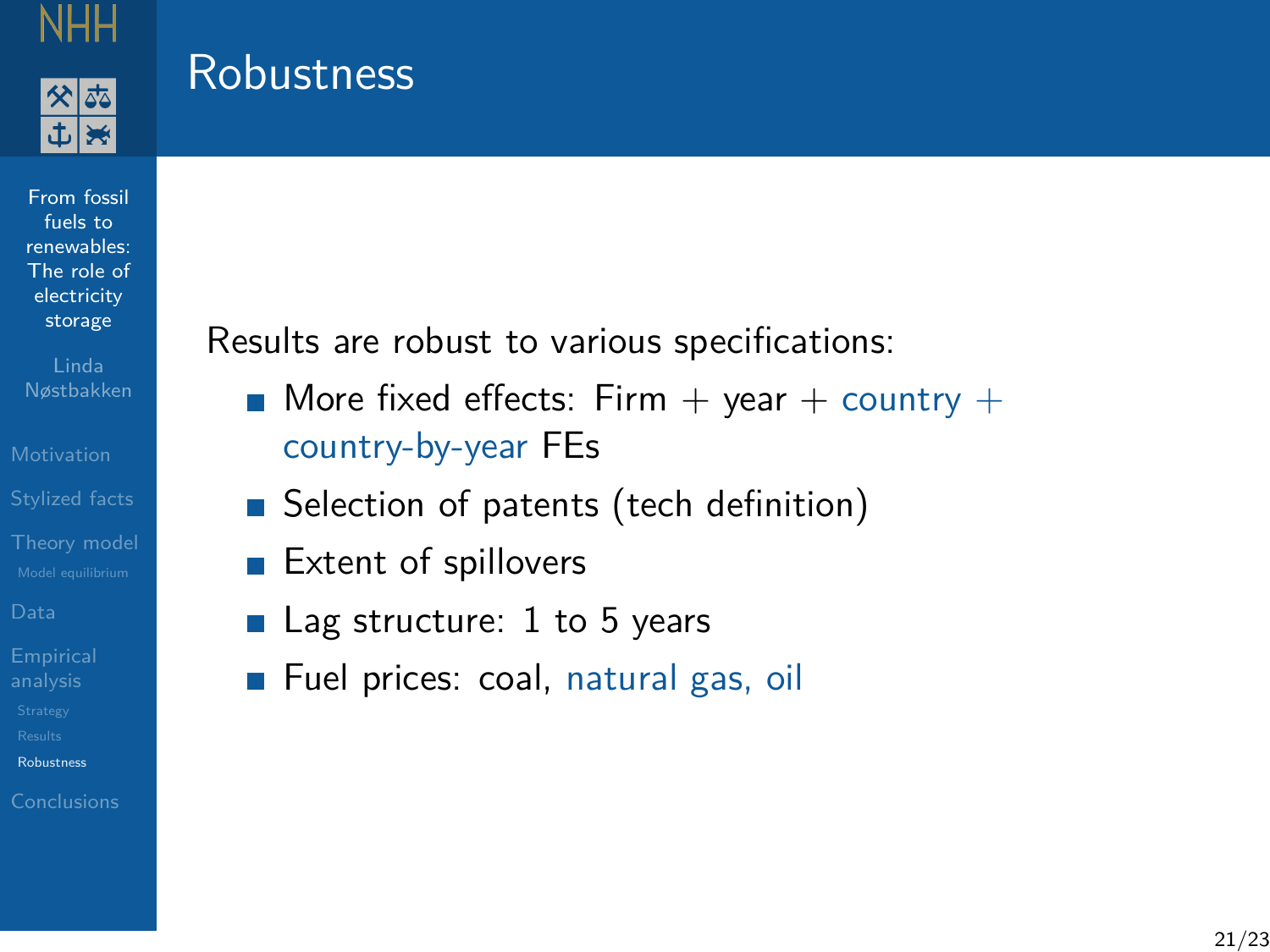# Robustness

Results are robust to various specifications:

- More fixed effects: Firm + year + country + country-by-year FEs
- Selection of patents (tech definition)
- Extent of spillovers
- Lag structure: 1 to 5 years
- Fuel prices: coal, natural gas, oil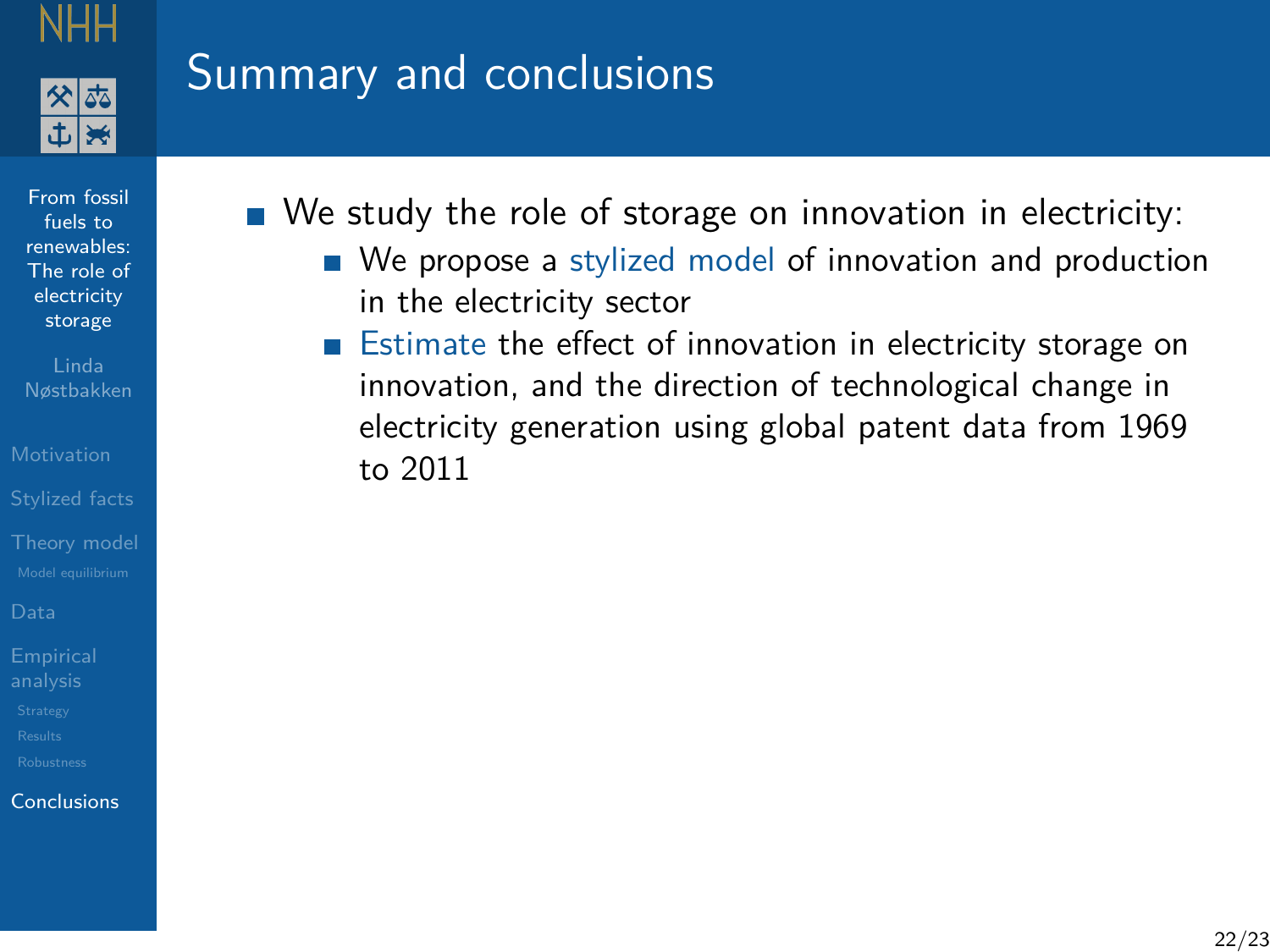# Summary and conclusions

- We study the role of storage on innovation in electricity:
  - We propose a stylized model of innovation and production in the electricity sector
  - Estimate the effect of innovation in electricity storage on innovation, and the direction of technological change in electricity generation using global patent data from 1969 to 2011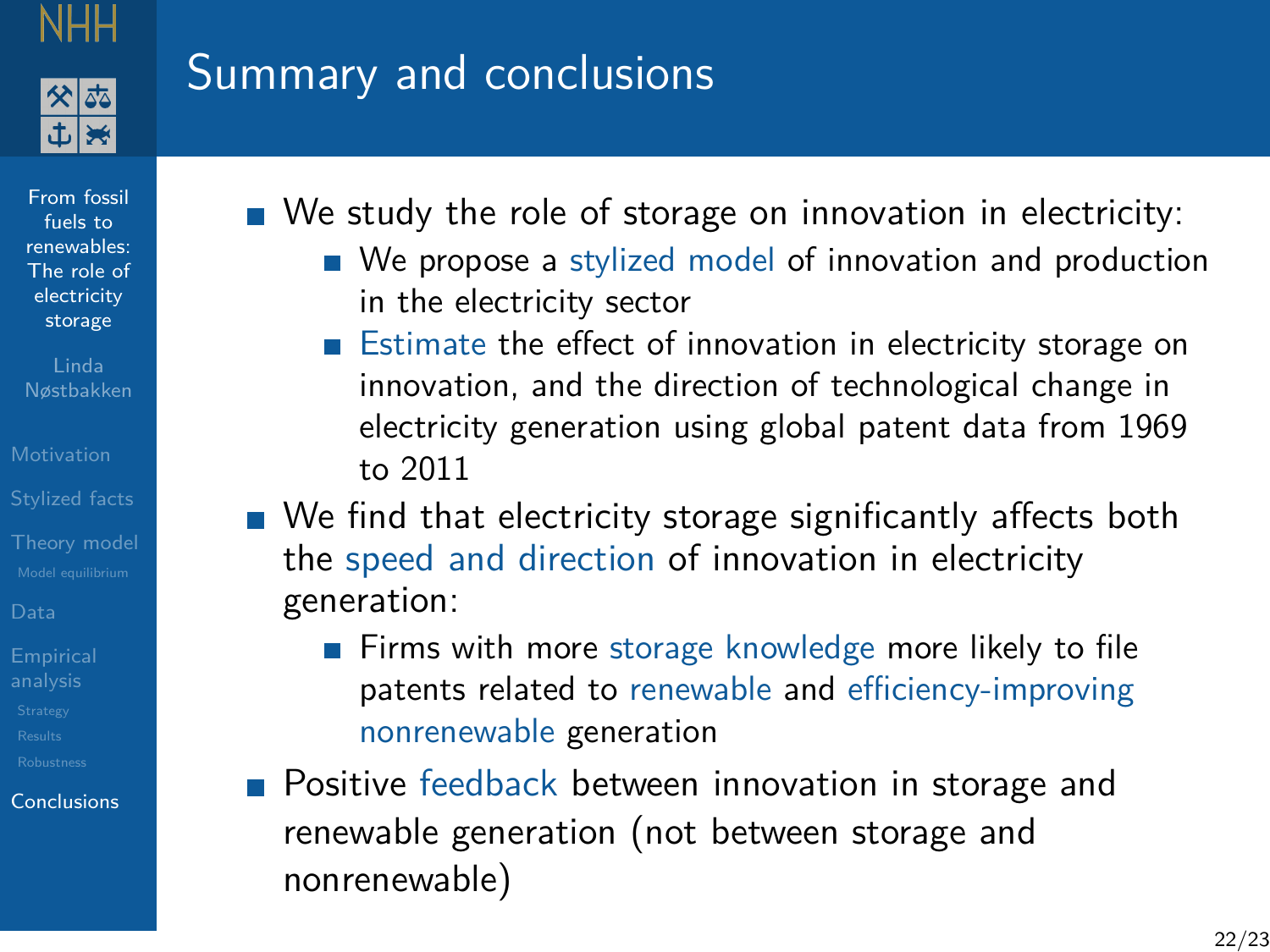# Summary and conclusions

- We study the role of storage on innovation in electricity:
  - We propose a stylized model of innovation and production in the electricity sector
  - Estimate the effect of innovation in electricity storage on innovation, and the direction of technological change in electricity generation using global patent data from 1969 to 2011
- We find that electricity storage significantly affects both the speed and direction of innovation in electricity generation:
  - Firms with more storage knowledge more likely to file patents related to renewable and efficiency-improving nonrenewable generation
- Positive feedback between innovation in storage and renewable generation (not between storage and nonrenewable)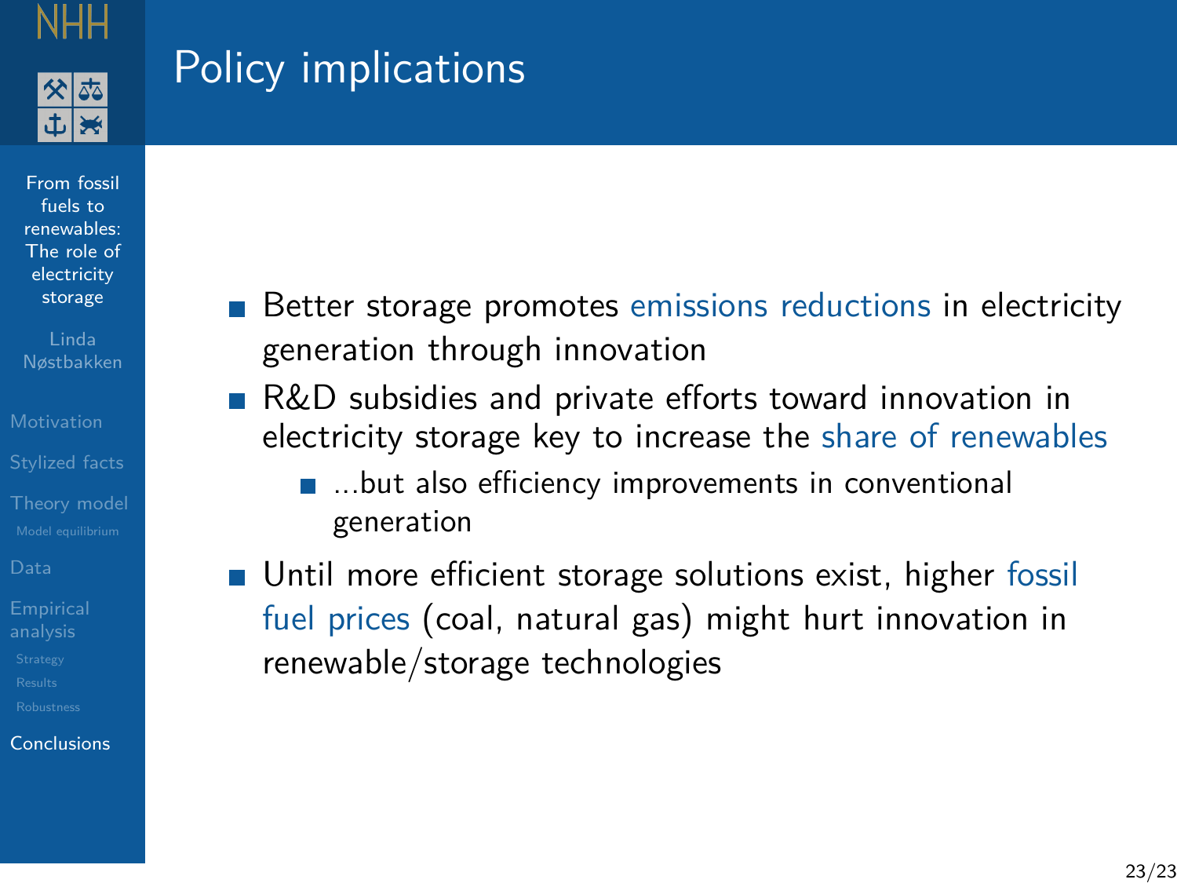# Policy implications

- Better storage promotes emissions reductions in electricity generation through innovation
- R&D subsidies and private efforts toward innovation in electricity storage key to increase the share of renewables
  - ...but also efficiency improvements in conventional generation
- Until more efficient storage solutions exist, higher fossil fuel prices (coal, natural gas) might hurt innovation in renewable/storage technologies